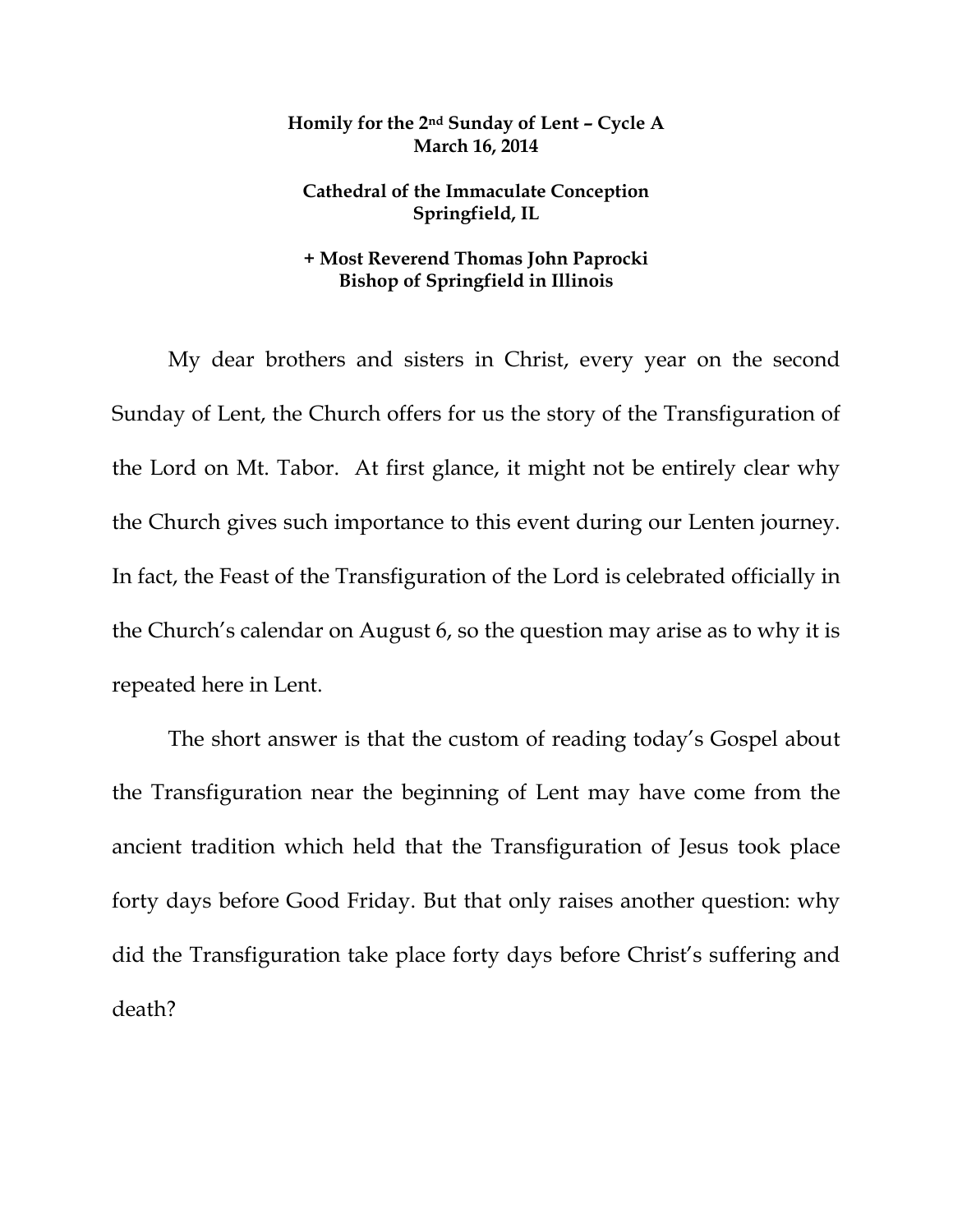**Homily for the 2nd Sunday of Lent – Cycle A**
**March 16, 2014**

**Cathedral of the Immaculate Conception**
**Springfield, IL**

**+ Most Reverend Thomas John Paprocki**
**Bishop of Springfield in Illinois**

My dear brothers and sisters in Christ, every year on the second Sunday of Lent, the Church offers for us the story of the Transfiguration of the Lord on Mt. Tabor. At first glance, it might not be entirely clear why the Church gives such importance to this event during our Lenten journey. In fact, the Feast of the Transfiguration of the Lord is celebrated officially in the Church's calendar on August 6, so the question may arise as to why it is repeated here in Lent.

The short answer is that the custom of reading today's Gospel about the Transfiguration near the beginning of Lent may have come from the ancient tradition which held that the Transfiguration of Jesus took place forty days before Good Friday. But that only raises another question: why did the Transfiguration take place forty days before Christ's suffering and death?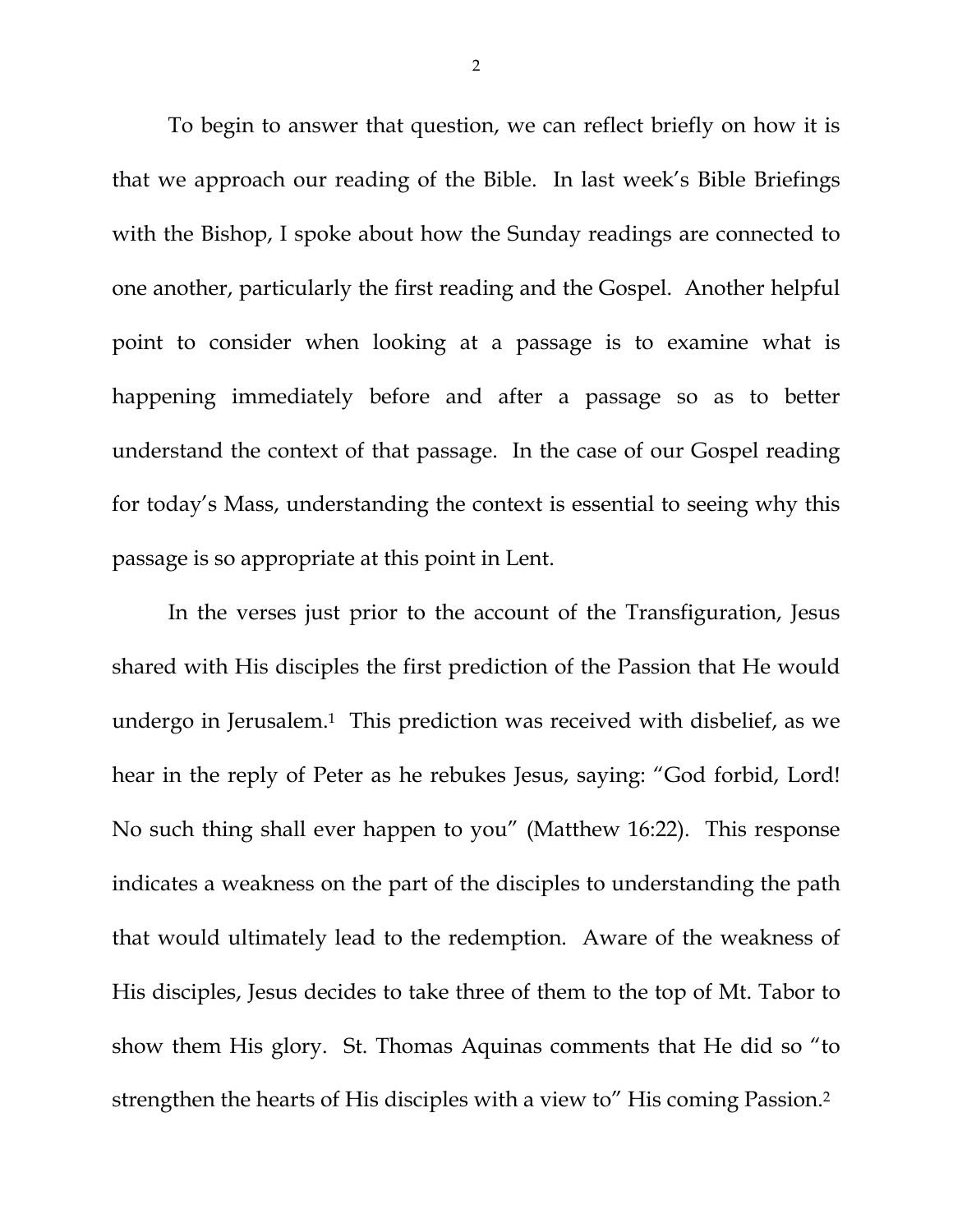To begin to answer that question, we can reflect briefly on how it is that we approach our reading of the Bible. In last week's Bible Briefings with the Bishop, I spoke about how the Sunday readings are connected to one another, particularly the first reading and the Gospel. Another helpful point to consider when looking at a passage is to examine what is happening immediately before and after a passage so as to better understand the context of that passage. In the case of our Gospel reading for today's Mass, understanding the context is essential to seeing why this passage is so appropriate at this point in Lent.

In the verses just prior to the account of the Transfiguration, Jesus shared with His disciples the first prediction of the Passion that He would undergo in Jerusalem.[1] This prediction was received with disbelief, as we hear in the reply of Peter as he rebukes Jesus, saying: "God forbid, Lord! No such thing shall ever happen to you" (Matthew 16:22). This response indicates a weakness on the part of the disciples to understanding the path that would ultimately lead to the redemption. Aware of the weakness of His disciples, Jesus decides to take three of them to the top of Mt. Tabor to show them His glory. St. Thomas Aquinas comments that He did so "to strengthen the hearts of His disciples with a view to" His coming Passion.[2]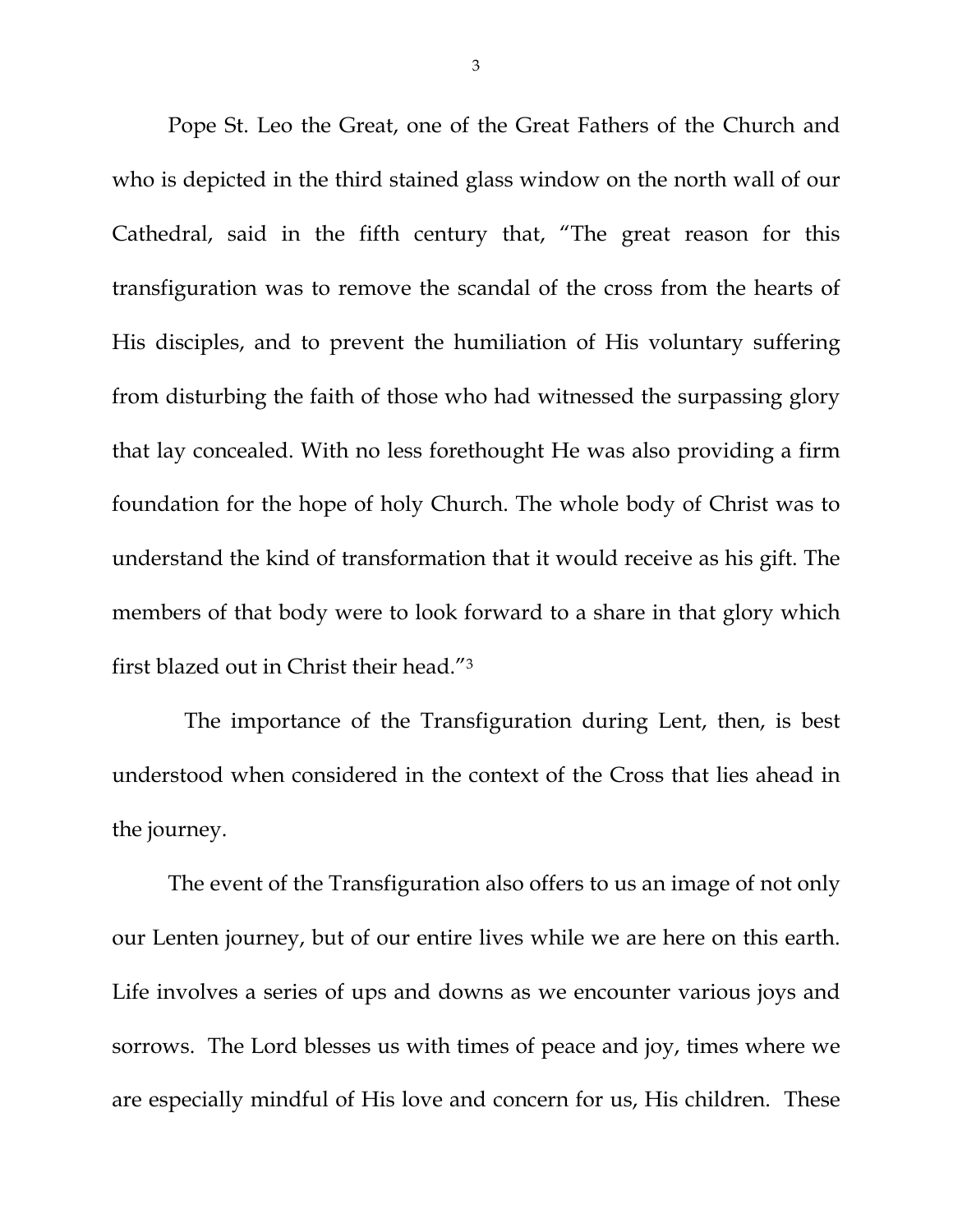Pope St. Leo the Great, one of the Great Fathers of the Church and who is depicted in the third stained glass window on the north wall of our Cathedral, said in the fifth century that, "The great reason for this transfiguration was to remove the scandal of the cross from the hearts of His disciples, and to prevent the humiliation of His voluntary suffering from disturbing the faith of those who had witnessed the surpassing glory that lay concealed. With no less forethought He was also providing a firm foundation for the hope of holy Church. The whole body of Christ was to understand the kind of transformation that it would receive as his gift. The members of that body were to look forward to a share in that glory which first blazed out in Christ their head."[3]

The importance of the Transfiguration during Lent, then, is best understood when considered in the context of the Cross that lies ahead in the journey.

The event of the Transfiguration also offers to us an image of not only our Lenten journey, but of our entire lives while we are here on this earth. Life involves a series of ups and downs as we encounter various joys and sorrows. The Lord blesses us with times of peace and joy, times where we are especially mindful of His love and concern for us, His children. These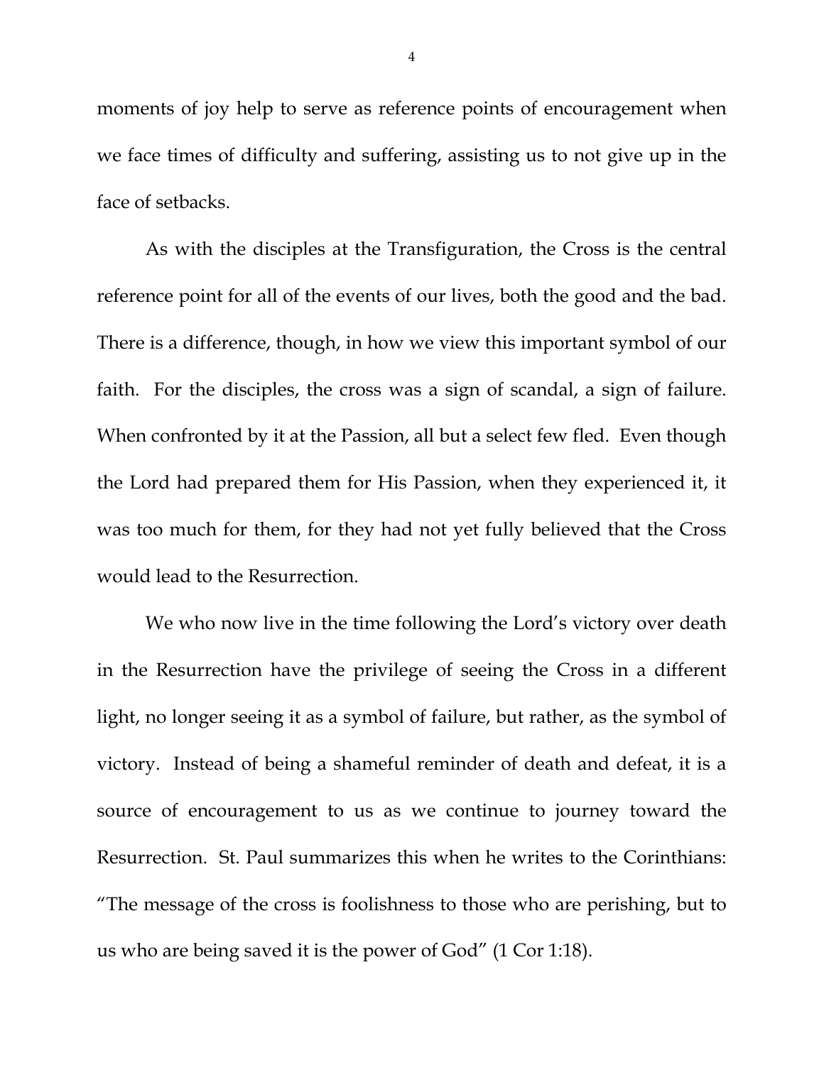moments of joy help to serve as reference points of encouragement when we face times of difficulty and suffering, assisting us to not give up in the face of setbacks.

As with the disciples at the Transfiguration, the Cross is the central reference point for all of the events of our lives, both the good and the bad. There is a difference, though, in how we view this important symbol of our faith. For the disciples, the cross was a sign of scandal, a sign of failure. When confronted by it at the Passion, all but a select few fled. Even though the Lord had prepared them for His Passion, when they experienced it, it was too much for them, for they had not yet fully believed that the Cross would lead to the Resurrection.

We who now live in the time following the Lord's victory over death in the Resurrection have the privilege of seeing the Cross in a different light, no longer seeing it as a symbol of failure, but rather, as the symbol of victory. Instead of being a shameful reminder of death and defeat, it is a source of encouragement to us as we continue to journey toward the Resurrection. St. Paul summarizes this when he writes to the Corinthians: "The message of the cross is foolishness to those who are perishing, but to us who are being saved it is the power of God" (1 Cor 1:18).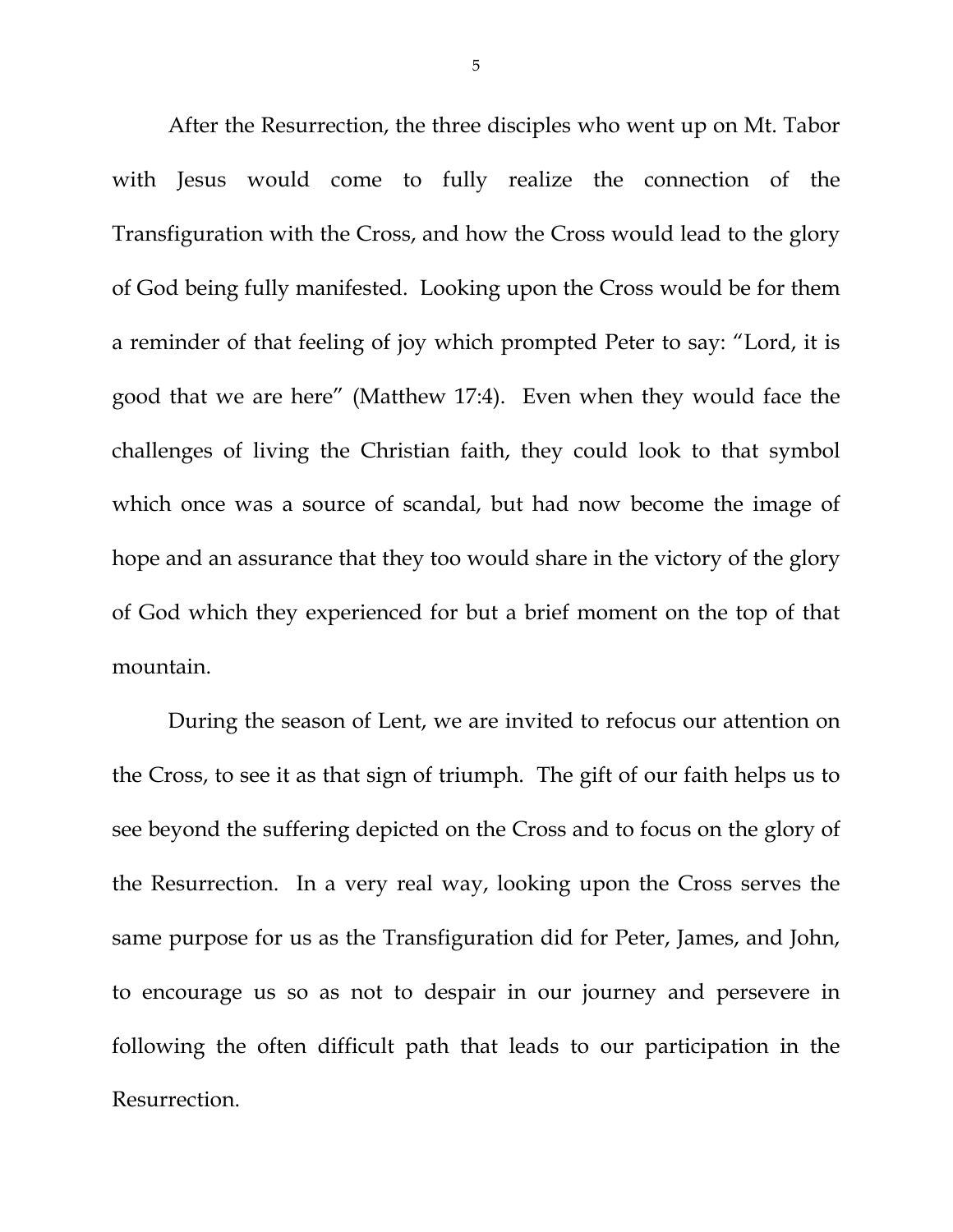After the Resurrection, the three disciples who went up on Mt. Tabor with Jesus would come to fully realize the connection of the Transfiguration with the Cross, and how the Cross would lead to the glory of God being fully manifested. Looking upon the Cross would be for them a reminder of that feeling of joy which prompted Peter to say: "Lord, it is good that we are here" (Matthew 17:4). Even when they would face the challenges of living the Christian faith, they could look to that symbol which once was a source of scandal, but had now become the image of hope and an assurance that they too would share in the victory of the glory of God which they experienced for but a brief moment on the top of that mountain.

During the season of Lent, we are invited to refocus our attention on the Cross, to see it as that sign of triumph. The gift of our faith helps us to see beyond the suffering depicted on the Cross and to focus on the glory of the Resurrection. In a very real way, looking upon the Cross serves the same purpose for us as the Transfiguration did for Peter, James, and John, to encourage us so as not to despair in our journey and persevere in following the often difficult path that leads to our participation in the Resurrection.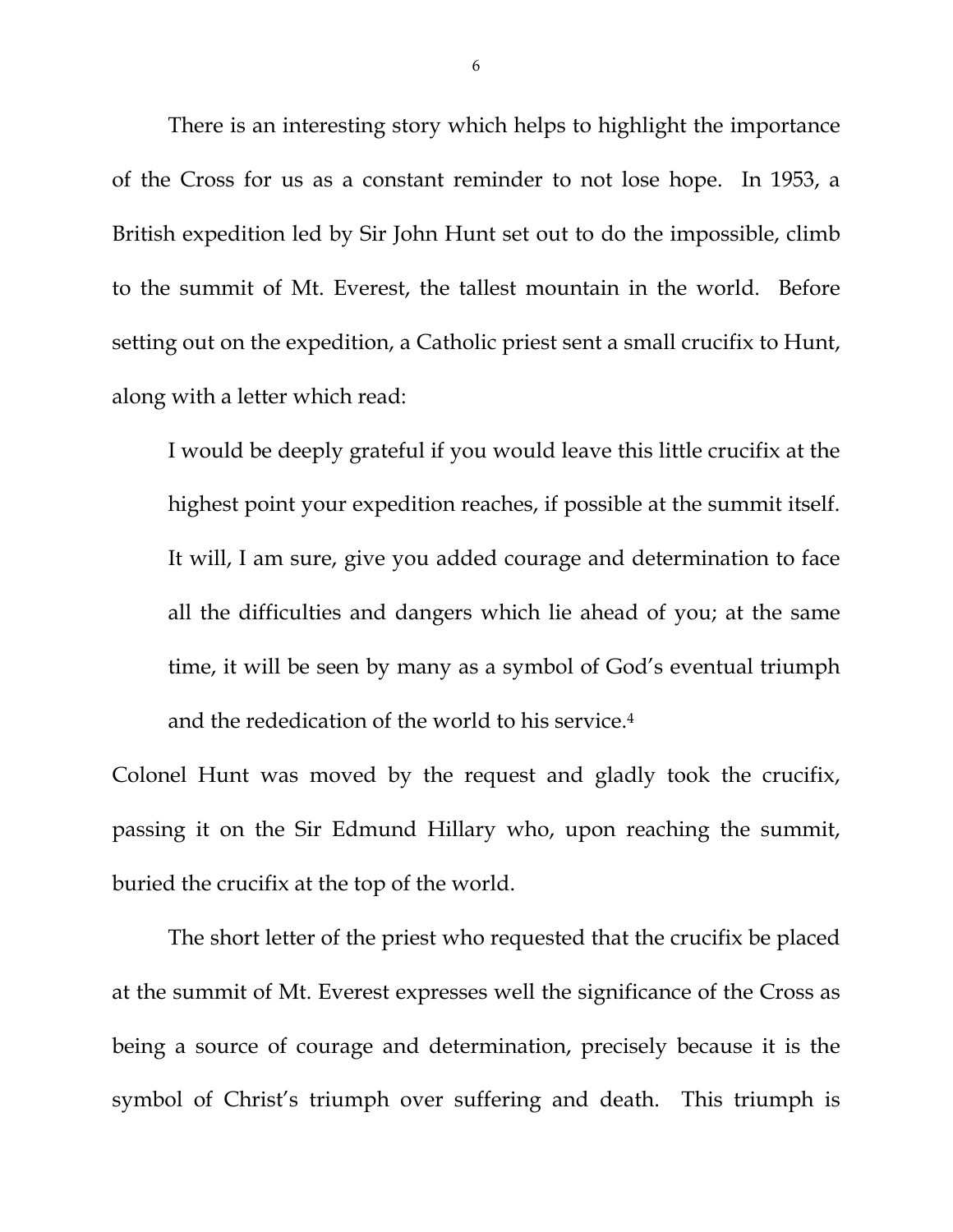There is an interesting story which helps to highlight the importance of the Cross for us as a constant reminder to not lose hope. In 1953, a British expedition led by Sir John Hunt set out to do the impossible, climb to the summit of Mt. Everest, the tallest mountain in the world. Before setting out on the expedition, a Catholic priest sent a small crucifix to Hunt, along with a letter which read:

> I would be deeply grateful if you would leave this little crucifix at the highest point your expedition reaches, if possible at the summit itself. It will, I am sure, give you added courage and determination to face all the difficulties and dangers which lie ahead of you; at the same time, it will be seen by many as a symbol of God's eventual triumph and the rededication of the world to his service.[4]

Colonel Hunt was moved by the request and gladly took the crucifix, passing it on the Sir Edmund Hillary who, upon reaching the summit, buried the crucifix at the top of the world.

The short letter of the priest who requested that the crucifix be placed at the summit of Mt. Everest expresses well the significance of the Cross as being a source of courage and determination, precisely because it is the symbol of Christ's triumph over suffering and death. This triumph is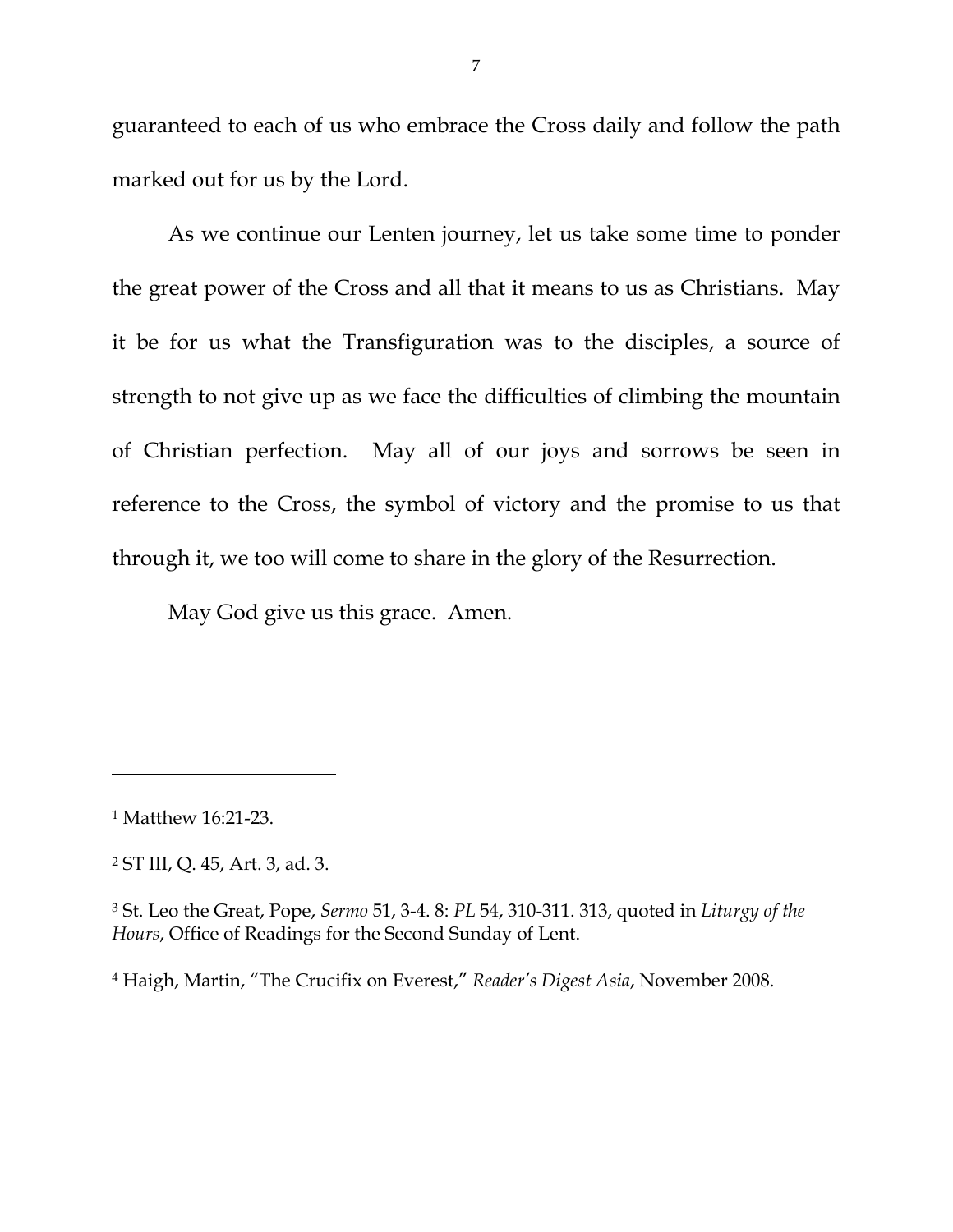guaranteed to each of us who embrace the Cross daily and follow the path marked out for us by the Lord.

As we continue our Lenten journey, let us take some time to ponder the great power of the Cross and all that it means to us as Christians. May it be for us what the Transfiguration was to the disciples, a source of strength to not give up as we face the difficulties of climbing the mountain of Christian perfection. May all of our joys and sorrows be seen in reference to the Cross, the symbol of victory and the promise to us that through it, we too will come to share in the glory of the Resurrection.

May God give us this grace. Amen.

---

[1] Matthew 16:21-23.

[2] ST III, Q. 45, Art. 3, ad. 3.

[3] St. Leo the Great, Pope, *Sermo* 51, 3-4. 8: *PL* 54, 310-311. 313, quoted in *Liturgy of the Hours*, Office of Readings for the Second Sunday of Lent.

[4] Haigh, Martin, "The Crucifix on Everest," *Reader's Digest Asia*, November 2008.